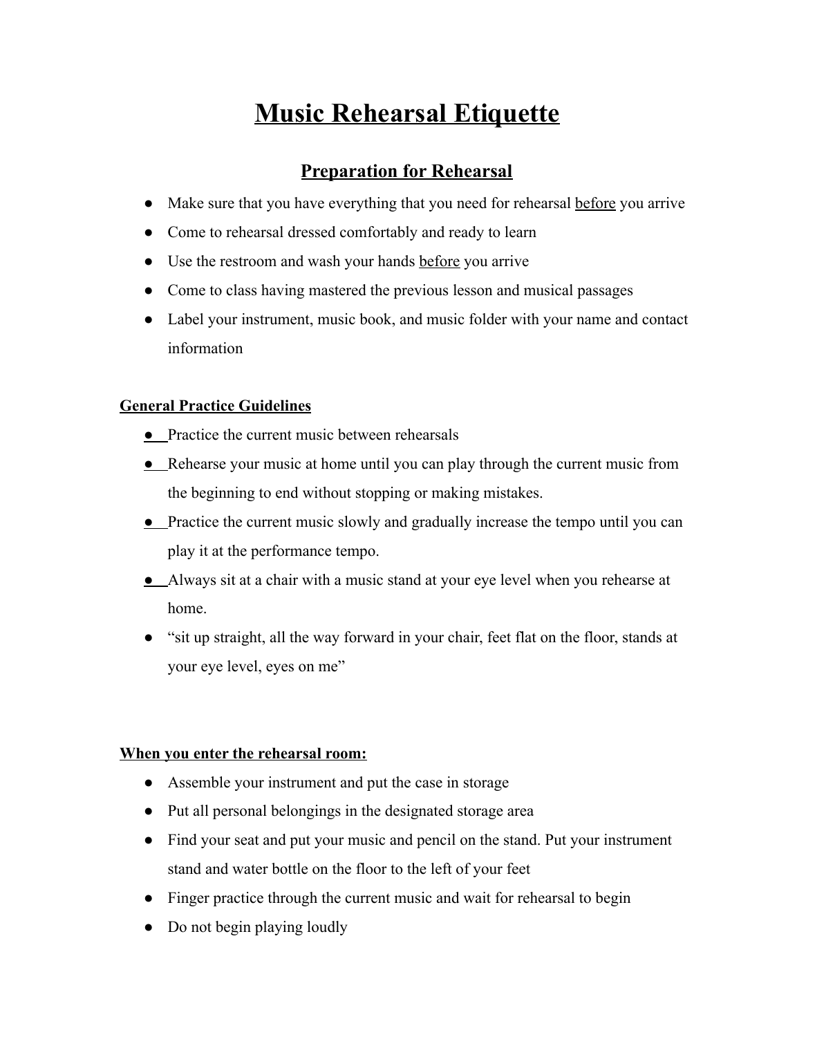# Music Rehearsal Etiquette

## Preparation for Rehearsal

- Make sure that you have everything that you need for rehearsal before you arrive
- Come to rehearsal dressed comfortably and ready to learn
- Use the restroom and wash your hands before you arrive
- Come to class having mastered the previous lesson and musical passages
- Label your instrument, music book, and music folder with your name and contact information

**General Practice Guidelines**

- Practice the current music between rehearsals
- Rehearse your music at home until you can play through the current music from the beginning to end without stopping or making mistakes.
- Practice the current music slowly and gradually increase the tempo until you can play it at the performance tempo.
- Always sit at a chair with a music stand at your eye level when you rehearse at home.
- "sit up straight, all the way forward in your chair, feet flat on the floor, stands at your eye level, eyes on me"

**When you enter the rehearsal room:**

- Assemble your instrument and put the case in storage
- Put all personal belongings in the designated storage area
- Find your seat and put your music and pencil on the stand. Put your instrument stand and water bottle on the floor to the left of your feet
- Finger practice through the current music and wait for rehearsal to begin
- Do not begin playing loudly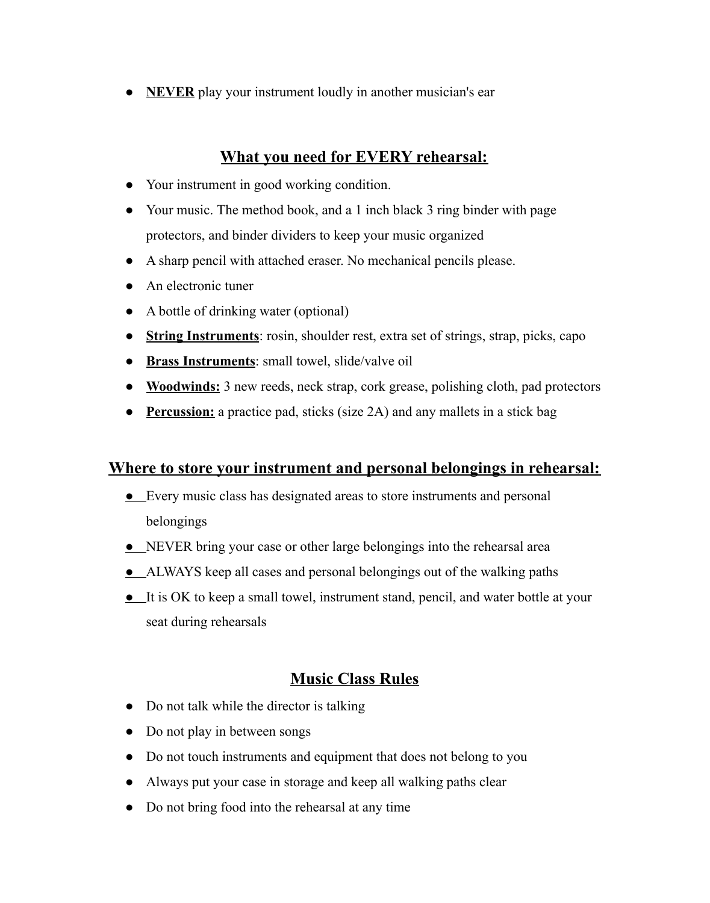- **NEVER** play your instrument loudly in another musician's ear

## What you need for EVERY rehearsal:

- Your instrument in good working condition.
- Your music. The method book, and a 1 inch black 3 ring binder with page protectors, and binder dividers to keep your music organized
- A sharp pencil with attached eraser. No mechanical pencils please.
- An electronic tuner
- A bottle of drinking water (optional)
- **String Instruments**: rosin, shoulder rest, extra set of strings, strap, picks, capo
- **Brass Instruments**: small towel, slide/valve oil
- **Woodwinds:** 3 new reeds, neck strap, cork grease, polishing cloth, pad protectors
- **Percussion:** a practice pad, sticks (size 2A) and any mallets in a stick bag

## Where to store your instrument and personal belongings in rehearsal:

- Every music class has designated areas to store instruments and personal belongings
- NEVER bring your case or other large belongings into the rehearsal area
- ALWAYS keep all cases and personal belongings out of the walking paths
- It is OK to keep a small towel, instrument stand, pencil, and water bottle at your seat during rehearsals

## Music Class Rules

- Do not talk while the director is talking
- Do not play in between songs
- Do not touch instruments and equipment that does not belong to you
- Always put your case in storage and keep all walking paths clear
- Do not bring food into the rehearsal at any time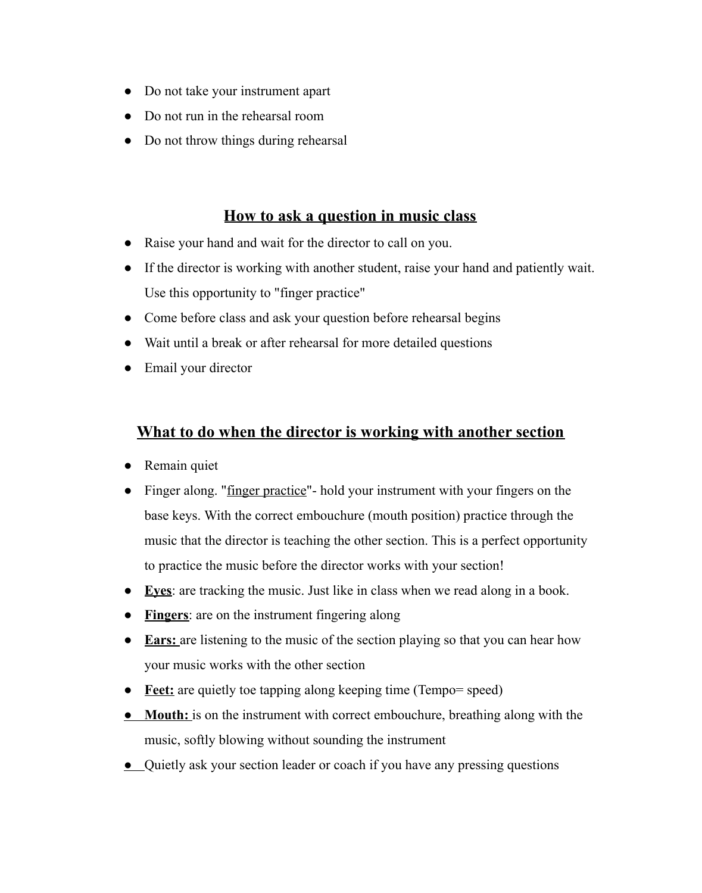- Do not take your instrument apart
- Do not run in the rehearsal room
- Do not throw things during rehearsal

## How to ask a question in music class

- Raise your hand and wait for the director to call on you.
- If the director is working with another student, raise your hand and patiently wait. Use this opportunity to "finger practice"
- Come before class and ask your question before rehearsal begins
- Wait until a break or after rehearsal for more detailed questions
- Email your director

## What to do when the director is working with another section

- Remain quiet
- Finger along. "finger practice"- hold your instrument with your fingers on the base keys. With the correct embouchure (mouth position) practice through the music that the director is teaching the other section. This is a perfect opportunity to practice the music before the director works with your section!
- **Eyes**: are tracking the music. Just like in class when we read along in a book.
- **Fingers**: are on the instrument fingering along
- **Ears:** are listening to the music of the section playing so that you can hear how your music works with the other section
- **Feet:** are quietly toe tapping along keeping time (Tempo= speed)
- **Mouth:** is on the instrument with correct embouchure, breathing along with the music, softly blowing without sounding the instrument
- Quietly ask your section leader or coach if you have any pressing questions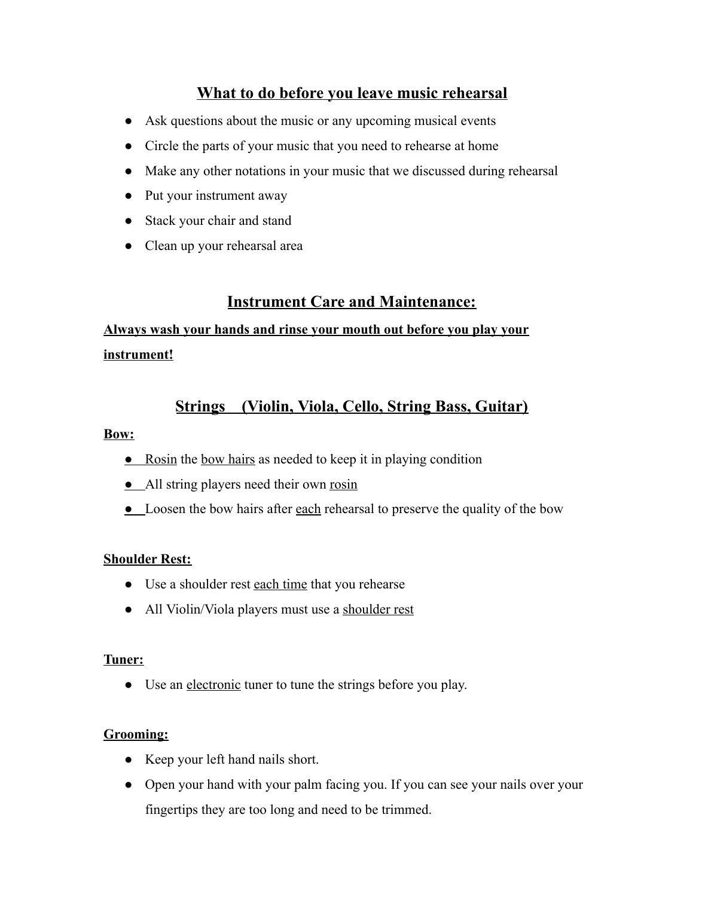## What to do before you leave music rehearsal

- Ask questions about the music or any upcoming musical events
- Circle the parts of your music that you need to rehearse at home
- Make any other notations in your music that we discussed during rehearsal
- Put your instrument away
- Stack your chair and stand
- Clean up your rehearsal area

## Instrument Care and Maintenance:

**Always wash your hands and rinse your mouth out before you play your instrument!**

## Strings (Violin, Viola, Cello, String Bass, Guitar)

**Bow:**

- Rosin the bow hairs as needed to keep it in playing condition
- All string players need their own rosin
- Loosen the bow hairs after each rehearsal to preserve the quality of the bow

**Shoulder Rest:**

- Use a shoulder rest each time that you rehearse
- All Violin/Viola players must use a shoulder rest

**Tuner:**

- Use an electronic tuner to tune the strings before you play.

**Grooming:**

- Keep your left hand nails short.
- Open your hand with your palm facing you. If you can see your nails over your fingertips they are too long and need to be trimmed.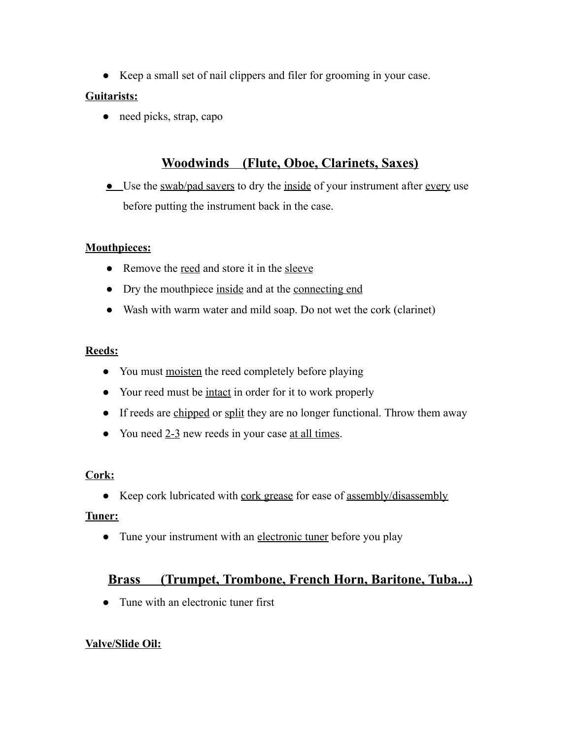- Keep a small set of nail clippers and filer for grooming in your case.

**Guitarists:**

- need picks, strap, capo

## Woodwinds (Flute, Oboe, Clarinets, Saxes)

- Use the swab/pad savers to dry the inside of your instrument after every use before putting the instrument back in the case.

**Mouthpieces:**

- Remove the reed and store it in the sleeve
- Dry the mouthpiece inside and at the connecting end
- Wash with warm water and mild soap. Do not wet the cork (clarinet)

**Reeds:**

- You must moisten the reed completely before playing
- Your reed must be intact in order for it to work properly
- If reeds are chipped or split they are no longer functional. Throw them away
- You need 2-3 new reeds in your case at all times.

**Cork:**

- Keep cork lubricated with cork grease for ease of assembly/disassembly

**Tuner:**

- Tune your instrument with an electronic tuner before you play

## Brass (Trumpet, Trombone, French Horn, Baritone, Tuba...)

- Tune with an electronic tuner first

**Valve/Slide Oil:**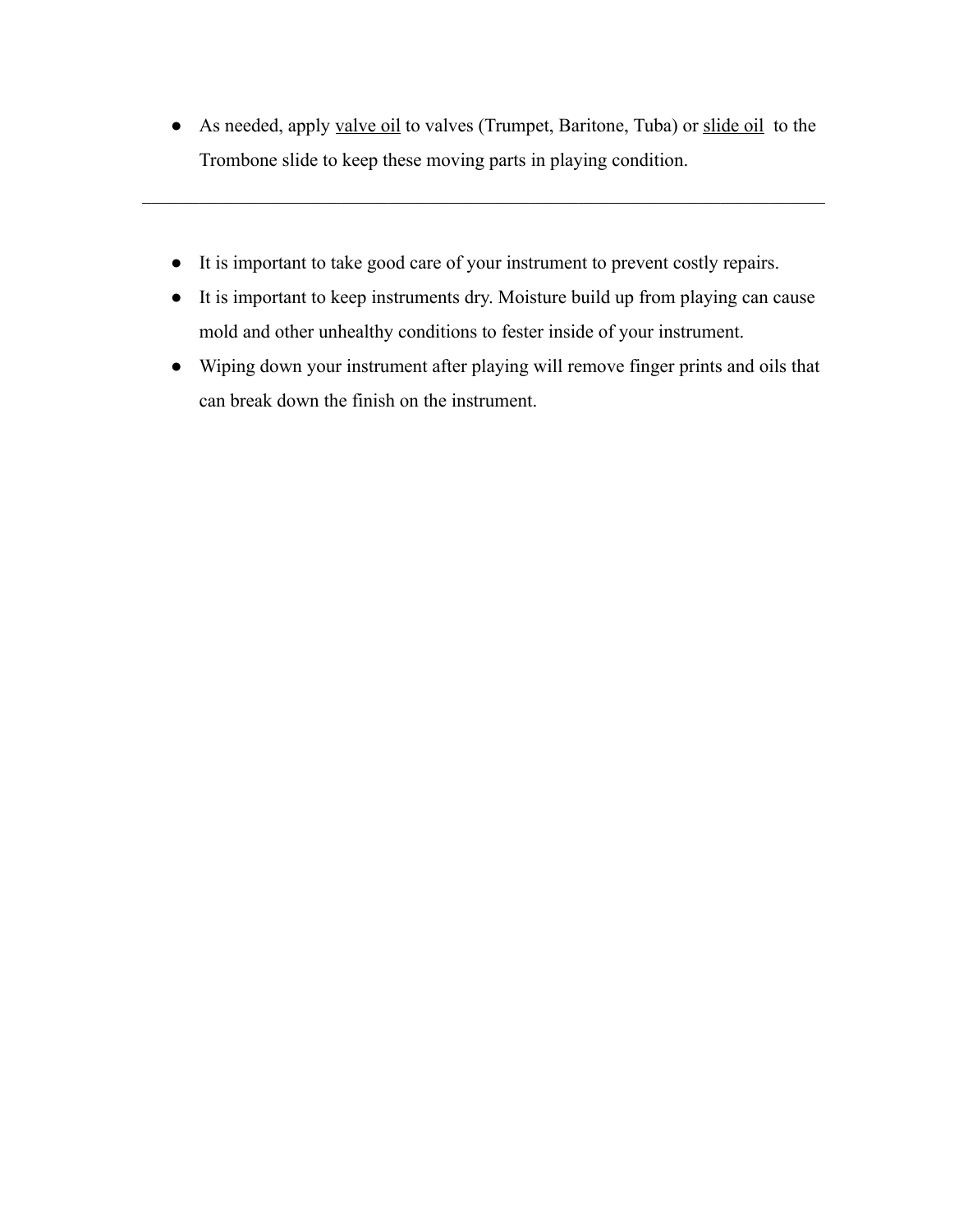- As needed, apply <u>valve oil</u> to valves (Trumpet, Baritone, Tuba) or <u>slide oil</u> to the Trombone slide to keep these moving parts in playing condition.

---

- It is important to take good care of your instrument to prevent costly repairs.
- It is important to keep instruments dry. Moisture build up from playing can cause mold and other unhealthy conditions to fester inside of your instrument.
- Wiping down your instrument after playing will remove finger prints and oils that can break down the finish on the instrument.